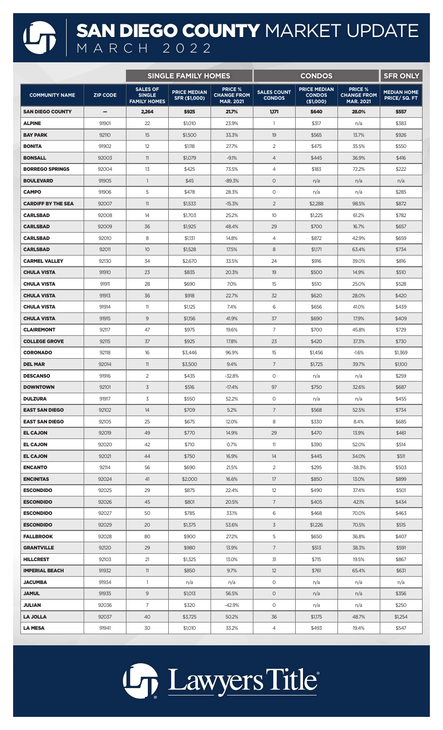# SAN DIEGO COUNTY MARKET UPDATE

MARCH 2022

| | | SINGLE FAMILY HOMES | | | CONDOS | | | SFR ONLY |
|---|---|---|---|---|---|---|---|---|
| COMMUNITY NAME | ZIP CODE | SALES OF SINGLE FAMILY HOMES | PRICE MEDIAN SFR ($1,000) | PRICE % CHANGE FROM MAR. 2021 | SALES COUNT CONDOS | PRICE MEDIAN CONDOS ($1,000) | PRICE % CHANGE FROM MAR. 2021 | MEDIAN HOME PRICE/ SQ. FT |
| **SAN DIEGO COUNTY** | – | **2,264** | **$925** | **21.7%** | **1,171** | **$640** | **28.0%** | **$557** |
| **ALPINE** | 91901 | 22 | $1,010 | 23.9% | 1 | $317 | n/a | $383 |
| **BAY PARK** | 92110 | 15 | $1,500 | 33.3% | 19 | $565 | 13.7% | $926 |
| **BONITA** | 91902 | 12 | $1,118 | 27.7% | 2 | $475 | 35.5% | $550 |
| **BONSALL** | 92003 | 11 | $1,079 | -9.1% | 4 | $445 | 36.9% | $416 |
| **BORREGO SPRINGS** | 92004 | 13 | $425 | 73.5% | 4 | $183 | 72.2% | $222 |
| **BOULEVARD** | 91905 | 1 | $45 | -89.3% | 0 | n/a | n/a | n/a |
| **CAMPO** | 91906 | 5 | $478 | 28.3% | 0 | n/a | n/a | $285 |
| **CARDIFF BY THE SEA** | 92007 | 11 | $1,533 | -15.3% | 2 | $2,288 | 98.5% | $872 |
| **CARLSBAD** | 92008 | 14 | $1,703 | 25.2% | 10 | $1,225 | 61.2% | $782 |
| **CARLSBAD** | 92009 | 36 | $1,925 | 48.4% | 29 | $700 | 16.7% | $657 |
| **CARLSBAD** | 92010 | 8 | $1,131 | 14.8% | 4 | $872 | 42.9% | $659 |
| **CARLSBAD** | 92011 | 10 | $1,528 | 17.5% | 8 | $1,171 | 63.4% | $734 |
| **CARMEL VALLEY** | 92130 | 34 | $2,670 | 33.5% | 24 | $916 | 39.0% | $816 |
| **CHULA VISTA** | 91910 | 23 | $835 | 20.3% | 19 | $500 | 14.9% | $510 |
| **CHULA VISTA** | 91911 | 28 | $690 | 7.0% | 15 | $510 | 25.0% | $528 |
| **CHULA VISTA** | 91913 | 36 | $918 | 22.7% | 32 | $620 | 28.0% | $420 |
| **CHULA VISTA** | 91914 | 11 | $1,125 | 7.4% | 6 | $656 | 41.0% | $439 |
| **CHULA VISTA** | 91915 | 9 | $1,156 | 41.9% | 37 | $690 | 17.9% | $409 |
| **CLAIREMONT** | 92117 | 47 | $975 | 19.6% | 7 | $700 | 45.8% | $729 |
| **COLLEGE GROVE** | 92115 | 37 | $925 | 17.8% | 23 | $420 | 37.3% | $730 |
| **CORONADO** | 92118 | 16 | $3,446 | 96.9% | 15 | $1,456 | -1.6% | $1,369 |
| **DEL MAR** | 92014 | 11 | $3,500 | 9.4% | 7 | $1,725 | 39.7% | $1,100 |
| **DESCANSO** | 91916 | 2 | $435 | -32.8% | 0 | n/a | n/a | $259 |
| **DOWNTOWN** | 92101 | 3 | $516 | -17.4% | 97 | $750 | 32.6% | $687 |
| **DULZURA** | 91917 | 3 | $550 | 52.2% | 0 | n/a | n/a | $455 |
| **EAST SAN DIEGO** | 92102 | 14 | $709 | 5.2% | 7 | $568 | 52.5% | $734 |
| **EAST SAN DIEGO** | 92105 | 25 | $675 | 12.0% | 8 | $330 | 8.4% | $685 |
| **EL CAJON** | 92019 | 49 | $770 | 14.9% | 29 | $470 | 13.9% | $461 |
| **EL CAJON** | 92020 | 42 | $710 | 0.7% | 11 | $390 | 52.0% | $514 |
| **EL CAJON** | 92021 | 44 | $750 | 16.9% | 14 | $445 | 34.0% | $511 |
| **ENCANTO** | 92114 | 56 | $690 | 21.5% | 2 | $295 | -38.3% | $503 |
| **ENCINITAS** | 92024 | 41 | $2,000 | 16.6% | 17 | $850 | 13.0% | $899 |
| **ESCONDIDO** | 92025 | 29 | $875 | 22.4% | 12 | $490 | 37.4% | $501 |
| **ESCONDIDO** | 92026 | 45 | $801 | 20.5% | 7 | $405 | 42.1% | $434 |
| **ESCONDIDO** | 92027 | 50 | $785 | 33.1% | 6 | $468 | 70.0% | $463 |
| **ESCONDIDO** | 92029 | 20 | $1,375 | 53.6% | 3 | $1,226 | 70.5% | $515 |
| **FALLBROOK** | 92028 | 80 | $900 | 27.2% | 5 | $650 | 36.8% | $407 |
| **GRANTVILLE** | 92120 | 29 | $980 | 13.9% | 7 | $513 | 38.3% | $591 |
| **HILLCREST** | 92103 | 21 | $1,325 | 13.0% | 31 | $715 | 19.5% | $867 |
| **IMPERIAL BEACH** | 91932 | 11 | $850 | 9.7% | 12 | $761 | 65.4% | $631 |
| **JACUMBA** | 91934 | 1 | n/a | n/a | 0 | n/a | n/a | n/a |
| **JAMUL** | 91935 | 9 | $1,013 | 56.5% | 0 | n/a | n/a | $356 |
| **JULIAN** | 92036 | 7 | $320 | -42.9% | 0 | n/a | n/a | $250 |
| **LA JOLLA** | 92037 | 40 | $3,725 | 50.2% | 36 | $1,175 | 48.7% | $1,254 |
| **LA MESA** | 91941 | 30 | $1,010 | 33.2% | 4 | $493 | 19.4% | $547 |

Lawyers Title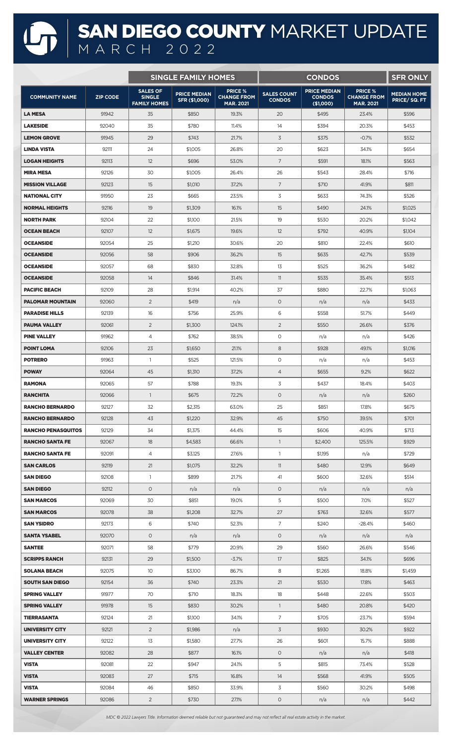# SAN DIEGO COUNTY MARKET UPDATE

MARCH 2022

| | | SINGLE FAMILY HOMES | | | CONDOS | | | SFR ONLY |
|---|---|---|---|---|---|---|---|---|
| COMMUNITY NAME | ZIP CODE | SALES OF SINGLE FAMILY HOMES | PRICE MEDIAN SFR ($1,000) | PRICE % CHANGE FROM MAR. 2021 | SALES COUNT CONDOS | PRICE MEDIAN CONDOS ($1,000) | PRICE % CHANGE FROM MAR. 2021 | MEDIAN HOME PRICE/ SQ. FT |
| LA MESA | 91942 | 35 | $850 | 19.3% | 20 | $495 | 23.4% | $596 |
| LAKESIDE | 92040 | 35 | $780 | 11.4% | 14 | $394 | 20.3% | $453 |
| LEMON GROVE | 91945 | 29 | $743 | 21.7% | 3 | $375 | -0.7% | $532 |
| LINDA VISTA | 92111 | 24 | $1,005 | 26.8% | 20 | $623 | 34.1% | $654 |
| LOGAN HEIGHTS | 92113 | 12 | $696 | 53.0% | 7 | $591 | 18.1% | $563 |
| MIRA MESA | 92126 | 30 | $1,005 | 26.4% | 26 | $543 | 28.4% | $716 |
| MISSION VILLAGE | 92123 | 15 | $1,010 | 37.2% | 7 | $710 | 41.9% | $811 |
| NATIONAL CITY | 91950 | 23 | $665 | 23.5% | 3 | $633 | 74.3% | $526 |
| NORMAL HEIGHTS | 92116 | 19 | $1,309 | 16.1% | 15 | $490 | 24.1% | $1,025 |
| NORTH PARK | 92104 | 22 | $1,100 | 21.5% | 19 | $530 | 20.2% | $1,042 |
| OCEAN BEACH | 92107 | 12 | $1,675 | 19.6% | 12 | $792 | 40.9% | $1,104 |
| OCEANSIDE | 92054 | 25 | $1,210 | 30.6% | 20 | $810 | 22.4% | $610 |
| OCEANSIDE | 92056 | 58 | $906 | 36.2% | 15 | $635 | 42.7% | $539 |
| OCEANSIDE | 92057 | 68 | $830 | 32.8% | 13 | $525 | 36.2% | $482 |
| OCEANSIDE | 92058 | 14 | $846 | 31.4% | 11 | $535 | 35.4% | $513 |
| PACIFIC BEACH | 92109 | 28 | $1,914 | 40.2% | 37 | $880 | 22.7% | $1,063 |
| PALOMAR MOUNTAIN | 92060 | 2 | $419 | n/a | 0 | n/a | n/a | $433 |
| PARADISE HILLS | 92139 | 16 | $756 | 25.9% | 6 | $558 | 51.7% | $449 |
| PAUMA VALLEY | 92061 | 2 | $1,300 | 124.1% | 2 | $550 | 26.6% | $376 |
| PINE VALLEY | 91962 | 4 | $762 | 38.5% | 0 | n/a | n/a | $426 |
| POINT LOMA | 92106 | 23 | $1,650 | 21.1% | 8 | $928 | 49.1% | $1,016 |
| POTRERO | 91963 | 1 | $525 | 121.5% | 0 | n/a | n/a | $453 |
| POWAY | 92064 | 45 | $1,310 | 37.2% | 4 | $655 | 9.2% | $622 |
| RAMONA | 92065 | 57 | $788 | 19.3% | 3 | $437 | 18.4% | $403 |
| RANCHITA | 92066 | 1 | $675 | 72.2% | 0 | n/a | n/a | $260 |
| RANCHO BERNARDO | 92127 | 32 | $2,315 | 63.0% | 25 | $851 | 17.8% | $675 |
| RANCHO BERNARDO | 92128 | 43 | $1,220 | 32.9% | 45 | $750 | 39.5% | $701 |
| RANCHO PENASQUITOS | 92129 | 34 | $1,375 | 44.4% | 15 | $606 | 40.9% | $713 |
| RANCHO SANTA FE | 92067 | 18 | $4,583 | 66.6% | 1 | $2,400 | 125.5% | $929 |
| RANCHO SANTA FE | 92091 | 4 | $3,125 | 27.6% | 1 | $1,195 | n/a | $729 |
| SAN CARLOS | 92119 | 21 | $1,075 | 32.2% | 11 | $480 | 12.9% | $649 |
| SAN DIEGO | 92108 | 1 | $899 | 21.7% | 41 | $600 | 32.6% | $514 |
| SAN DIEGO | 92112 | 0 | n/a | n/a | 0 | n/a | n/a | n/a |
| SAN MARCOS | 92069 | 30 | $851 | 19.0% | 5 | $500 | 7.0% | $527 |
| SAN MARCOS | 92078 | 38 | $1,208 | 32.7% | 27 | $763 | 32.6% | $577 |
| SAN YSIDRO | 92173 | 6 | $740 | 52.3% | 7 | $240 | -28.4% | $460 |
| SANTA YSABEL | 92070 | 0 | n/a | n/a | 0 | n/a | n/a | n/a |
| SANTEE | 92071 | 58 | $779 | 20.9% | 29 | $560 | 26.6% | $546 |
| SCRIPPS RANCH | 92131 | 29 | $1,500 | -3.7% | 17 | $825 | 34.1% | $696 |
| SOLANA BEACH | 92075 | 10 | $3,100 | 86.7% | 8 | $1,265 | 18.8% | $1,459 |
| SOUTH SAN DIEGO | 92154 | 36 | $740 | 23.3% | 21 | $530 | 17.8% | $463 |
| SPRING VALLEY | 91977 | 70 | $710 | 18.3% | 18 | $448 | 22.6% | $503 |
| SPRING VALLEY | 91978 | 15 | $830 | 30.2% | 1 | $480 | 20.8% | $420 |
| TIERRASANTA | 92124 | 21 | $1,100 | 34.1% | 7 | $705 | 23.7% | $594 |
| UNIVERSITY CITY | 92121 | 2 | $1,986 | n/a | 3 | $930 | 30.2% | $922 |
| UNIVERSITY CITY | 92122 | 13 | $1,580 | 27.7% | 26 | $601 | 15.7% | $888 |
| VALLEY CENTER | 92082 | 28 | $877 | 16.1% | 0 | n/a | n/a | $418 |
| VISTA | 92081 | 22 | $947 | 24.1% | 5 | $815 | 73.4% | $528 |
| VISTA | 92083 | 27 | $715 | 16.8% | 14 | $568 | 41.9% | $505 |
| VISTA | 92084 | 46 | $850 | 33.9% | 3 | $560 | 30.2% | $498 |
| WARNER SPRINGS | 92086 | 2 | $730 | 27.1% | 0 | n/a | n/a | $442 |

*MDC © 2022 Lawyers Title. Information deemed reliable but not guaranteed and may not reflect all real estate activity in the market.*